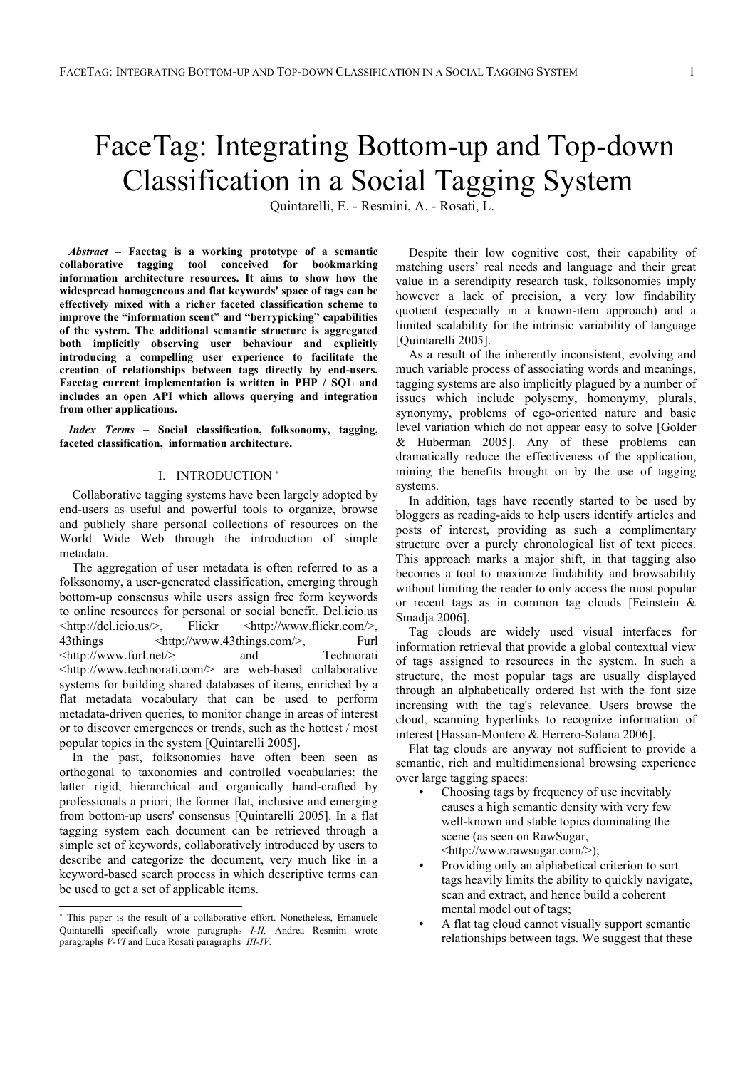# FaceTag: Integrating Bottom-up and Top-down Classification in a Social Tagging System

Quintarelli, E. - Resmini, A. - Rosati, L.

***Abstract*** **– Facetag is a working prototype of a semantic collaborative tagging tool conceived for bookmarking information architecture resources. It aims to show how the widespread homogeneous and flat keywords' space of tags can be effectively mixed with a richer faceted classification scheme to improve the "information scent" and "berrypicking" capabilities of the system. The additional semantic structure is aggregated both implicitly observing user behaviour and explicitly introducing a compelling user experience to facilitate the creation of relationships between tags directly by end-users. Facetag current implementation is written in PHP / SQL and includes an open API which allows querying and integration from other applications.**

***Index Terms*** **– Social classification, folksonomy, tagging, faceted classification, information architecture.**

## I. INTRODUCTION [*]

Collaborative tagging systems have been largely adopted by end-users as useful and powerful tools to organize, browse and publicly share personal collections of resources on the World Wide Web through the introduction of simple metadata.

The aggregation of user metadata is often referred to as a folksonomy, a user-generated classification, emerging through bottom-up consensus while users assign free form keywords to online resources for personal or social benefit. Del.icio.us <http://del.icio.us/>, Flickr <http://www.flickr.com/>, 43things <http://www.43things.com/>, Furl <http://www.furl.net/> and Technorati <http://www.technorati.com/> are web-based collaborative systems for building shared databases of items, enriched by a flat metadata vocabulary that can be used to perform metadata-driven queries, to monitor change in areas of interest or to discover emergences or trends, such as the hottest / most popular topics in the system [Quintarelli 2005]**.**

In the past, folksonomies have often been seen as orthogonal to taxonomies and controlled vocabularies: the latter rigid, hierarchical and organically hand-crafted by professionals a priori; the former flat, inclusive and emerging from bottom-up users' consensus [Quintarelli 2005]. In a flat tagging system each document can be retrieved through a simple set of keywords, collaboratively introduced by users to describe and categorize the document, very much like in a keyword-based search process in which descriptive terms can be used to get a set of applicable items.

Despite their low cognitive cost, their capability of matching users' real needs and language and their great value in a serendipity research task, folksonomies imply however a lack of precision, a very low findability quotient (especially in a known-item approach) and a limited scalability for the intrinsic variability of language [Quintarelli 2005].

As a result of the inherently inconsistent, evolving and much variable process of associating words and meanings, tagging systems are also implicitly plagued by a number of issues which include polysemy, homonymy, plurals, synonymy, problems of ego-oriented nature and basic level variation which do not appear easy to solve [Golder & Huberman 2005]. Any of these problems can dramatically reduce the effectiveness of the application, mining the benefits brought on by the use of tagging systems.

In addition, tags have recently started to be used by bloggers as reading-aids to help users identify articles and posts of interest, providing as such a complimentary structure over a purely chronological list of text pieces. This approach marks a major shift, in that tagging also becomes a tool to maximize findability and browsability without limiting the reader to only access the most popular or recent tags as in common tag clouds [Feinstein & Smadja 2006].

Tag clouds are widely used visual interfaces for information retrieval that provide a global contextual view of tags assigned to resources in the system. In such a structure, the most popular tags are usually displayed through an alphabetically ordered list with the font size increasing with the tag's relevance. Users browse the cloud, scanning hyperlinks to recognize information of interest [Hassan-Montero & Herrero-Solana 2006].

Flat tag clouds are anyway not sufficient to provide a semantic, rich and multidimensional browsing experience over large tagging spaces:

- Choosing tags by frequency of use inevitably causes a high semantic density with very few well-known and stable topics dominating the scene (as seen on RawSugar, <http://www.rawsugar.com/>);
- Providing only an alphabetical criterion to sort tags heavily limits the ability to quickly navigate, scan and extract, and hence build a coherent mental model out of tags;
- A flat tag cloud cannot visually support semantic relationships between tags. We suggest that these

---

[*] This paper is the result of a collaborative effort. Nonetheless, Emanuele Quintarelli specifically wrote paragraphs *I-II,* Andrea Resmini wrote paragraphs *V-VI* and Luca Rosati paragraphs *III-IV.*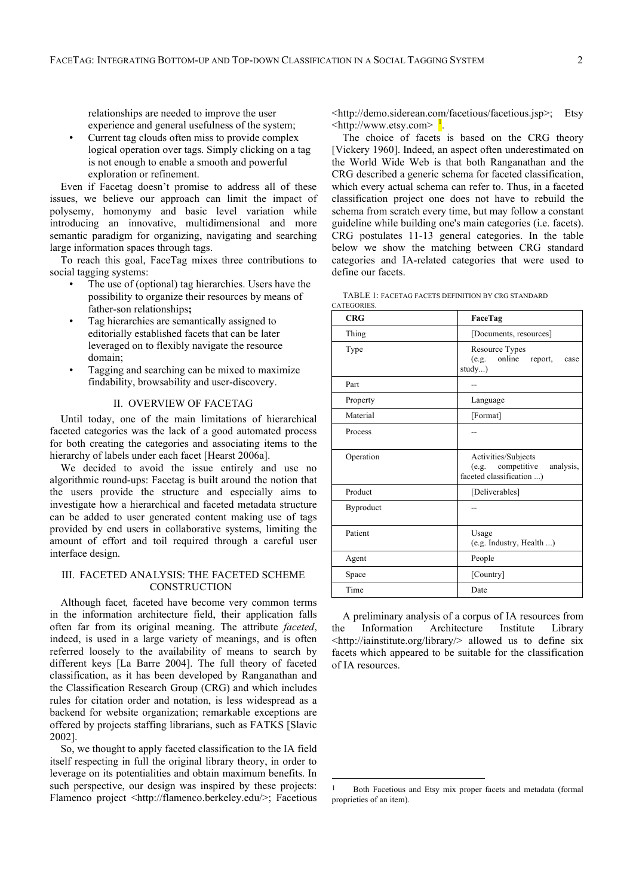relationships are needed to improve the user experience and general usefulness of the system;

- Current tag clouds often miss to provide complex logical operation over tags. Simply clicking on a tag is not enough to enable a smooth and powerful exploration or refinement.

Even if Facetag doesn't promise to address all of these issues, we believe our approach can limit the impact of polysemy, homonymy and basic level variation while introducing an innovative, multidimensional and more semantic paradigm for organizing, navigating and searching large information spaces through tags.

To reach this goal, FaceTag mixes three contributions to social tagging systems:

- The use of (optional) tag hierarchies. Users have the possibility to organize their resources by means of father-son relationships**;**
- Tag hierarchies are semantically assigned to editorially established facets that can be later leveraged on to flexibly navigate the resource domain;
- Tagging and searching can be mixed to maximize findability, browsability and user-discovery.

## II. Overview of FaceTag

Until today, one of the main limitations of hierarchical faceted categories was the lack of a good automated process for both creating the categories and associating items to the hierarchy of labels under each facet [Hearst 2006a].

We decided to avoid the issue entirely and use no algorithmic round-ups: Facetag is built around the notion that the users provide the structure and especially aims to investigate how a hierarchical and faceted metadata structure can be added to user generated content making use of tags provided by end users in collaborative systems, limiting the amount of effort and toil required through a careful user interface design.

## III. Faceted Analysis: The Faceted Scheme Construction

Although facet*,* faceted have become very common terms in the information architecture field, their application falls often far from its original meaning. The attribute *faceted*, indeed, is used in a large variety of meanings, and is often referred loosely to the availability of means to search by different keys [La Barre 2004]. The full theory of faceted classification, as it has been developed by Ranganathan and the Classification Research Group (CRG) and which includes rules for citation order and notation, is less widespread as a backend for website organization; remarkable exceptions are offered by projects staffing librarians, such as FATKS [Slavic 2002].

So, we thought to apply faceted classification to the IA field itself respecting in full the original library theory, in order to leverage on its potentialities and obtain maximum benefits. In such perspective, our design was inspired by these projects: Flamenco project <http://flamenco.berkeley.edu/>; Facetious <http://demo.siderean.com/facetious/facetious.jsp>; Etsy <http://www.etsy.com> [1].

The choice of facets is based on the CRG theory [Vickery 1960]. Indeed, an aspect often underestimated on the World Wide Web is that both Ranganathan and the CRG described a generic schema for faceted classification, which every actual schema can refer to. Thus, in a faceted classification project one does not have to rebuild the schema from scratch every time, but may follow a constant guideline while building one's main categories (i.e. facets). CRG postulates 11-13 general categories. In the table below we show the matching between CRG standard categories and IA-related categories that were used to define our facets.

TABLE 1: FACETAG FACETS DEFINITION BY CRG STANDARD CATEGORIES.

| CRG | FaceTag |
|---|---|
| Thing | [Documents, resources] |
| Type | Resource Types (e.g. online report, case study...) |
| Part | -- |
| Property | Language |
| Material | [Format] |
| Process | -- |
| Operation | Activities/Subjects (e.g. competitive analysis, faceted classification ...) |
| Product | [Deliverables] |
| Byproduct | -- |
| Patient | Usage (e.g. Industry, Health ...) |
| Agent | People |
| Space | [Country] |
| Time | Date |

A preliminary analysis of a corpus of IA resources from the Information Architecture Institute Library <http://iainstitute.org/library/> allowed us to define six facets which appeared to be suitable for the classification of IA resources.

1 Both Facetious and Etsy mix proper facets and metadata (formal proprieties of an item).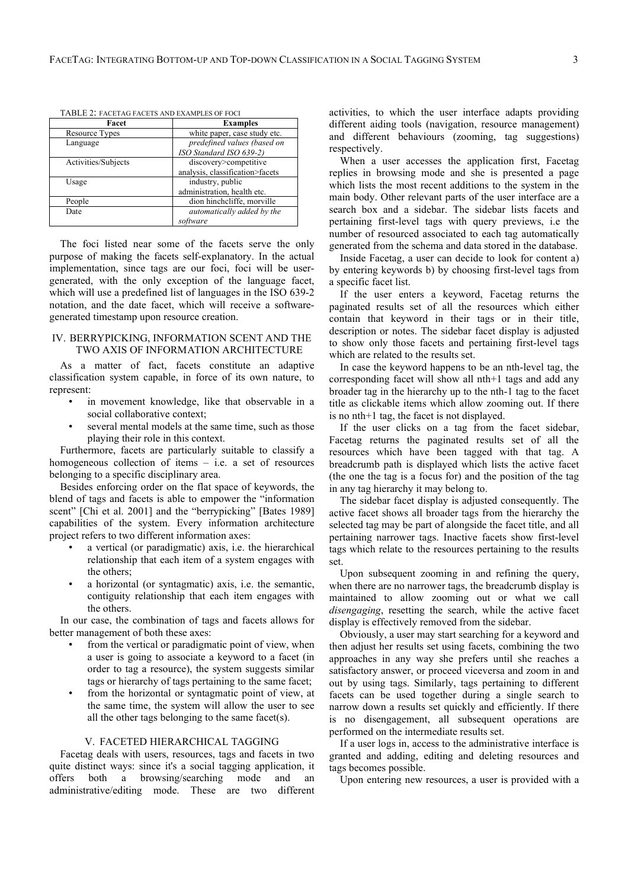TABLE 2: FACETAG FACETS AND EXAMPLES OF FOCI

| Facet | Examples |
|---|---|
| Resource Types | white paper, case study etc. |
| Language | *predefined values (based on ISO Standard ISO 639-2)* |
| Activities/Subjects | discovery>competitive analysis, classification>facets |
| Usage | industry, public administration, health etc. |
| People | dion hinchcliffe, morville |
| Date | *automatically added by the software* |

The foci listed near some of the facets serve the only purpose of making the facets self-explanatory. In the actual implementation, since tags are our foci, foci will be user-generated, with the only exception of the language facet, which will use a predefined list of languages in the ISO 639-2 notation, and the date facet, which will receive a software-generated timestamp upon resource creation.

## IV. BERRYPICKING, INFORMATION SCENT AND THE TWO AXIS OF INFORMATION ARCHITECTURE

As a matter of fact, facets constitute an adaptive classification system capable, in force of its own nature, to represent:

- in movement knowledge, like that observable in a social collaborative context;
- several mental models at the same time, such as those playing their role in this context.

Furthermore, facets are particularly suitable to classify a homogeneous collection of items – i.e. a set of resources belonging to a specific disciplinary area.

Besides enforcing order on the flat space of keywords, the blend of tags and facets is able to empower the "information scent" [Chi et al. 2001] and the "berrypicking" [Bates 1989] capabilities of the system. Every information architecture project refers to two different information axes:

- a vertical (or paradigmatic) axis, i.e. the hierarchical relationship that each item of a system engages with the others;
- a horizontal (or syntagmatic) axis, i.e. the semantic, contiguity relationship that each item engages with the others.

In our case, the combination of tags and facets allows for better management of both these axes:

- from the vertical or paradigmatic point of view, when a user is going to associate a keyword to a facet (in order to tag a resource), the system suggests similar tags or hierarchy of tags pertaining to the same facet;
- from the horizontal or syntagmatic point of view, at the same time, the system will allow the user to see all the other tags belonging to the same facet(s).

## V. FACETED HIERARCHICAL TAGGING

Facetag deals with users, resources, tags and facets in two quite distinct ways: since it's a social tagging application, it offers both a browsing/searching mode and an administrative/editing mode. These are two different activities, to which the user interface adapts providing different aiding tools (navigation, resource management) and different behaviours (zooming, tag suggestions) respectively.

When a user accesses the application first, Facetag replies in browsing mode and she is presented a page which lists the most recent additions to the system in the main body. Other relevant parts of the user interface are a search box and a sidebar. The sidebar lists facets and pertaining first-level tags with query previews, i.e the number of resourced associated to each tag automatically generated from the schema and data stored in the database.

Inside Facetag, a user can decide to look for content a) by entering keywords b) by choosing first-level tags from a specific facet list.

If the user enters a keyword, Facetag returns the paginated results set of all the resources which either contain that keyword in their tags or in their title, description or notes. The sidebar facet display is adjusted to show only those facets and pertaining first-level tags which are related to the results set.

In case the keyword happens to be an nth-level tag, the corresponding facet will show all nth+1 tags and add any broader tag in the hierarchy up to the nth-1 tag to the facet title as clickable items which allow zooming out. If there is no nth+1 tag, the facet is not displayed.

If the user clicks on a tag from the facet sidebar, Facetag returns the paginated results set of all the resources which have been tagged with that tag. A breadcrumb path is displayed which lists the active facet (the one the tag is a focus for) and the position of the tag in any tag hierarchy it may belong to.

The sidebar facet display is adjusted consequently. The active facet shows all broader tags from the hierarchy the selected tag may be part of alongside the facet title, and all pertaining narrower tags. Inactive facets show first-level tags which relate to the resources pertaining to the results set.

Upon subsequent zooming in and refining the query, when there are no narrower tags, the breadcrumb display is maintained to allow zooming out or what we call *disengaging*, resetting the search, while the active facet display is effectively removed from the sidebar.

Obviously, a user may start searching for a keyword and then adjust her results set using facets, combining the two approaches in any way she prefers until she reaches a satisfactory answer, or proceed viceversa and zoom in and out by using tags. Similarly, tags pertaining to different facets can be used together during a single search to narrow down a results set quickly and efficiently. If there is no disengagement, all subsequent operations are performed on the intermediate results set.

If a user logs in, access to the administrative interface is granted and adding, editing and deleting resources and tags becomes possible.

Upon entering new resources, a user is provided with a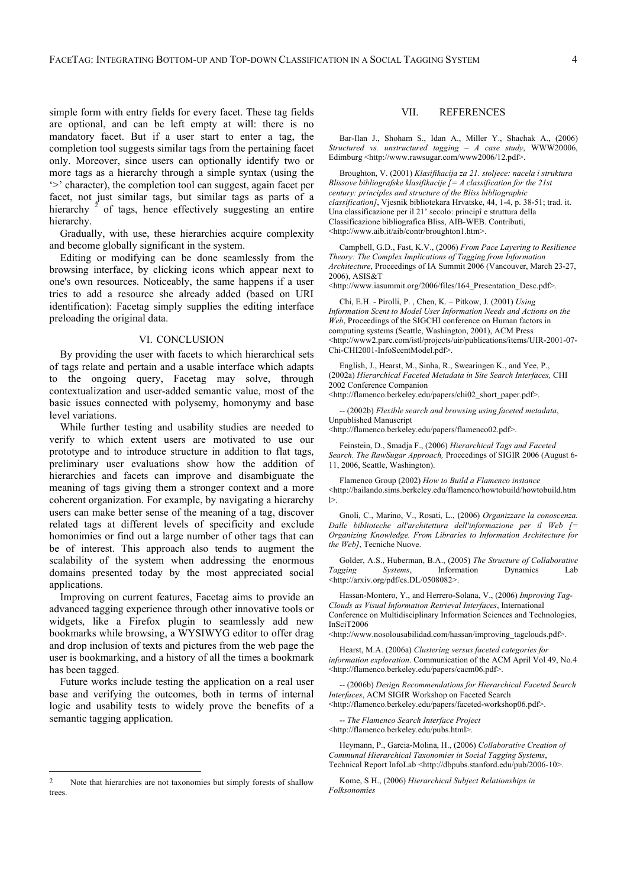simple form with entry fields for every facet. These tag fields are optional, and can be left empty at will: there is no mandatory facet. But if a user start to enter a tag, the completion tool suggests similar tags from the pertaining facet only. Moreover, since users can optionally identify two or more tags as a hierarchy through a simple syntax (using the '>' character), the completion tool can suggest, again facet per facet, not just similar tags, but similar tags as parts of a hierarchy [2] of tags, hence effectively suggesting an entire hierarchy.

Gradually, with use, these hierarchies acquire complexity and become globally significant in the system.

Editing or modifying can be done seamlessly from the browsing interface, by clicking icons which appear next to one's own resources. Noticeably, the same happens if a user tries to add a resource she already added (based on URI identification): Facetag simply supplies the editing interface preloading the original data.

## VI. CONCLUSION

By providing the user with facets to which hierarchical sets of tags relate and pertain and a usable interface which adapts to the ongoing query, Facetag may solve, through contextualization and user-added semantic value, most of the basic issues connected with polysemy, homonymy and base level variations.

While further testing and usability studies are needed to verify to which extent users are motivated to use our prototype and to introduce structure in addition to flat tags, preliminary user evaluations show how the addition of hierarchies and facets can improve and disambiguate the meaning of tags giving them a stronger context and a more coherent organization. For example, by navigating a hierarchy users can make better sense of the meaning of a tag, discover related tags at different levels of specificity and exclude homonimies or find out a large number of other tags that can be of interest. This approach also tends to augment the scalability of the system when addressing the enormous domains presented today by the most appreciated social applications.

Improving on current features, Facetag aims to provide an advanced tagging experience through other innovative tools or widgets, like a Firefox plugin to seamlessly add new bookmarks while browsing, a WYSIWYG editor to offer drag and drop inclusion of texts and pictures from the web page the user is bookmarking, and a history of all the times a bookmark has been tagged.

Future works include testing the application on a real user base and verifying the outcomes, both in terms of internal logic and usability tests to widely prove the benefits of a semantic tagging application.

[2] Note that hierarchies are not taxonomies but simply forests of shallow trees.

## VII. REFERENCES

Bar-Ilan J., Shoham S., Idan A., Miller Y., Shachak A., (2006) *Structured vs. unstructured tagging – A case study*, WWW20006, Edimburg <http://www.rawsugar.com/www2006/12.pdf>.

Broughton, V. (2001) *Klasifikacija za 21. stoljece: nacela i struktura Blissove bibliografske klasifikacije [= A classification for the 21st century: principles and structure of the Bliss bibliographic classification]*, Vjesnik bibliotekara Hrvatske, 44, 1-4, p. 38-51; trad. it. Una classificazione per il 21' secolo: principi e struttura della Classificazione bibliografica Bliss, AIB-WEB. Contributi, <http://www.aib.it/aib/contr/broughton1.htm>.

Campbell, G.D., Fast, K.V., (2006) *From Pace Layering to Resilience Theory: The Complex Implications of Tagging from Information Architecture*, Proceedings of IA Summit 2006 (Vancouver, March 23-27, 2006), ASIS&T <http://www.iasummit.org/2006/files/164_Presentation_Desc.pdf>.

Chi, E.H. - Pirolli, P. , Chen, K. – Pitkow, J. (2001) *Using Information Scent to Model User Information Needs and Actions on the Web*, Proceedings of the SIGCHI conference on Human factors in computing systems (Seattle, Washington, 2001), ACM Press <http://www2.parc.com/istl/projects/uir/publications/items/UIR-2001-07-Chi-CHI2001-InfoScentModel.pdf>.

English, J., Hearst, M., Sinha, R., Swearingen K., and Yee, P., (2002a) *Hierarchical Faceted Metadata in Site Search Interfaces,* CHI 2002 Conference Companion <http://flamenco.berkeley.edu/papers/chi02_short_paper.pdf>.

-- (2002b) *Flexible search and browsing using faceted metadata*, Unpublished Manuscript <http://flamenco.berkeley.edu/papers/flamenco02.pdf>.

Feinstein, D., Smadja F., (2006) *Hierarchical Tags and Faceted Search. The RawSugar Approach,* Proceedings of SIGIR 2006 (August 6-11, 2006, Seattle, Washington).

Flamenco Group (2002) *How to Build a Flamenco instance* <http://bailando.sims.berkeley.edu/flamenco/howtobuild/howtobuild.html>.

Gnoli, C., Marino, V., Rosati, L., (2006) *Organizzare la conoscenza. Dalle biblioteche all'architettura dell'informazione per il Web [= Organizing Knowledge. From Libraries to Information Architecture for the Web]*, Tecniche Nuove.

Golder, A.S., Huberman, B.A., (2005) *The Structure of Collaborative Tagging Systems*, Information Dynamics Lab <http://arxiv.org/pdf/cs.DL/0508082>.

Hassan-Montero, Y., and Herrero-Solana, V., (2006) *Improving Tag-Clouds as Visual Information Retrieval Interfaces*, International Conference on Multidisciplinary Information Sciences and Technologies, InSciT2006 <http://www.nosolousabilidad.com/hassan/improving_tagclouds.pdf>.

Hearst, M.A. (2006a) *Clustering versus faceted categories for information exploration*. Communication of the ACM April Vol 49, No.4 <http://flamenco.berkeley.edu/papers/cacm06.pdf>.

-- (2006b) *Design Recommendations for Hierarchical Faceted Search Interfaces*, ACM SIGIR Workshop on Faceted Search <http://flamenco.berkeley.edu/papers/faceted-workshop06.pdf>.

-- *The Flamenco Search Interface Project* <http://flamenco.berkeley.edu/pubs.html>.

Heymann, P., Garcia-Molina, H., (2006) *Collaborative Creation of Communal Hierarchical Taxonomies in Social Tagging Systems*, Technical Report InfoLab <http://dbpubs.stanford.edu/pub/2006-10>.

Kome, S H., (2006) *Hierarchical Subject Relationships in Folksonomies*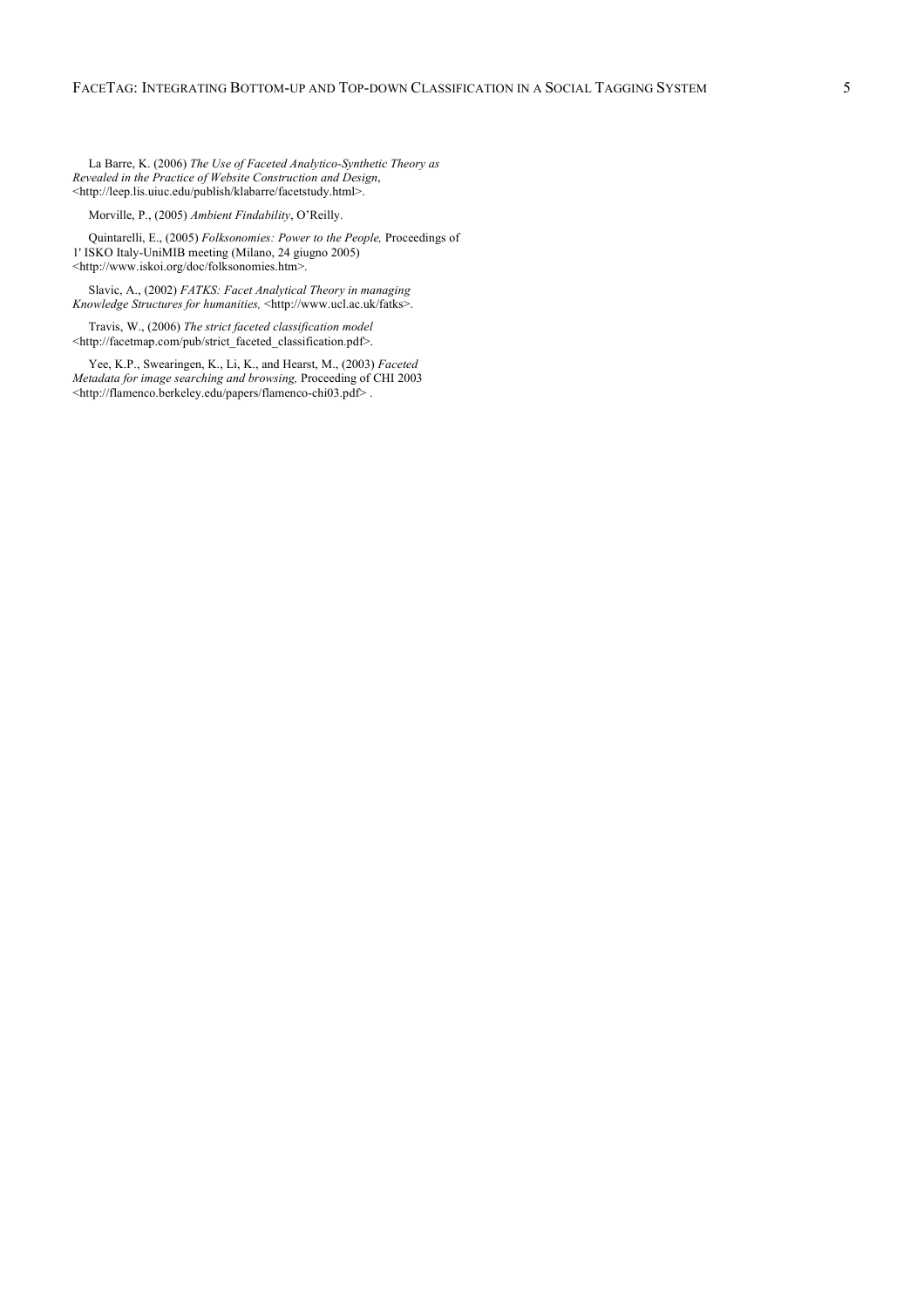La Barre, K. (2006) *The Use of Faceted Analytico-Synthetic Theory as Revealed in the Practice of Website Construction and Design*, <http://leep.lis.uiuc.edu/publish/klabarre/facetstudy.html>.

Morville, P., (2005) *Ambient Findability*, O'Reilly.

Quintarelli, E., (2005) *Folksonomies: Power to the People,* Proceedings of 1' ISKO Italy-UniMIB meeting (Milano, 24 giugno 2005) <http://www.iskoi.org/doc/folksonomies.htm>.

Slavic, A., (2002) *FATKS: Facet Analytical Theory in managing Knowledge Structures for humanities,* <http://www.ucl.ac.uk/fatks>.

Travis, W., (2006) *The strict faceted classification model* <http://facetmap.com/pub/strict_faceted_classification.pdf>.

Yee, K.P., Swearingen, K., Li, K., and Hearst, M., (2003) *Faceted Metadata for image searching and browsing,* Proceeding of CHI 2003 <http://flamenco.berkeley.edu/papers/flamenco-chi03.pdf> .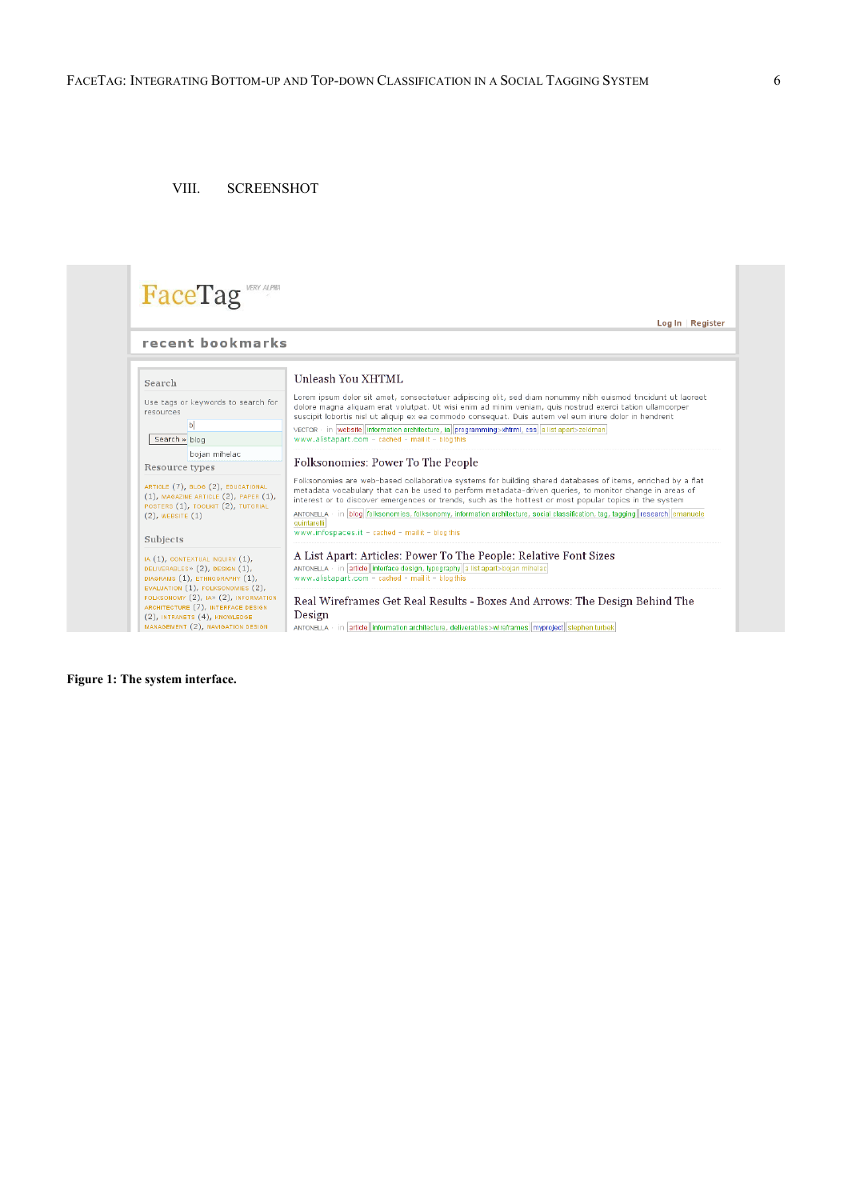## VIII. SCREENSHOT

**Figure 1: The system interface.**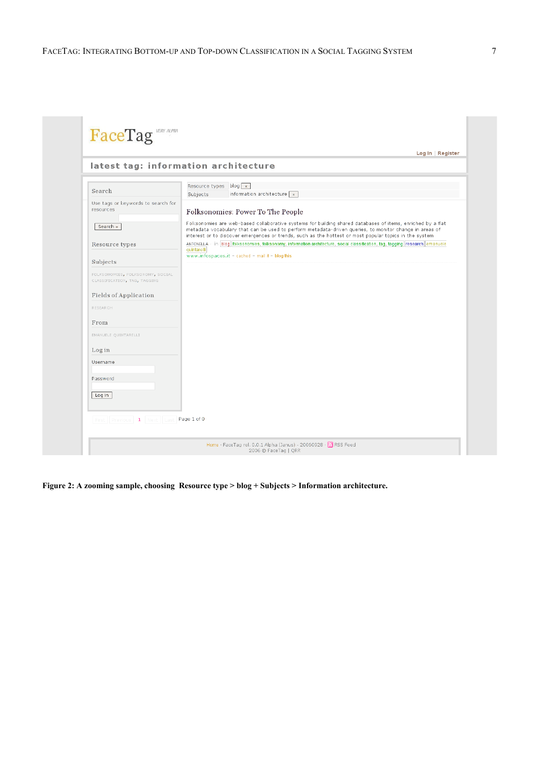**Figure 2: A zooming sample, choosing Resource type > blog + Subjects > Information architecture.**